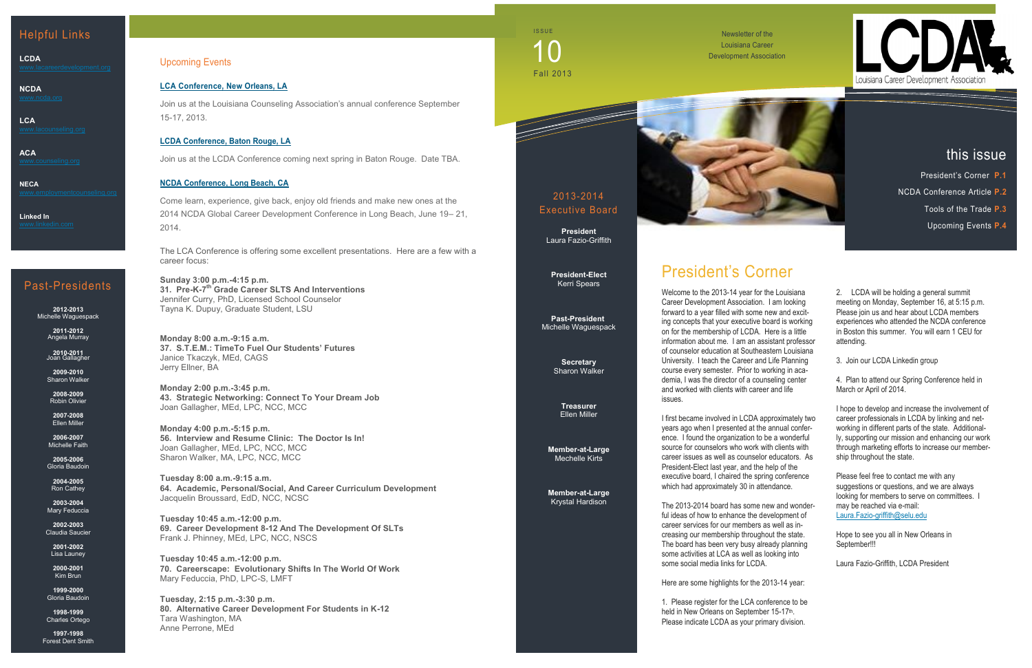## Helpful Links

**LCDA**
www.lacareerdevelopment.org

**NCDA**
www.ncda.org

**LCA**
www.lacounseling.org

**ACA**
www.counseling.org

**NECA**
www.employmentcounseling.org

**Linked In**
www.linkedin.com

## Past-Presidents

**2012-2013**
Michelle Waguespack

**2011-2012**
Angela Murray

**2010-2011**
Joan Gallagher

**2009-2010**
Sharon Walker

**2008-2009**
Robin Olivier

**2007-2008**
Ellen Miller

**2006-2007**
Michelle Faith

**2005-2006**
Gloria Baudoin

**2004-2005**
Ron Cathey

**2003-2004**
Mary Feduccia

**2002-2003**
Claudia Saucier

**2001-2002**
Lisa Launey

**2000-2001**
Kim Brun

**1999-2000**
Gloria Baudoin

**1998-1999**
Charles Ortego

**1997-1998**
Forest Dent Smith

## Upcoming Events

**LCA Conference, New Orleans, LA**

Join us at the Louisiana Counseling Association's annual conference September 15-17, 2013.

**LCDA Conference, Baton Rouge, LA**

Join us at the LCDA Conference coming next spring in Baton Rouge. Date TBA.

**NCDA Conference, Long Beach, CA**

Come learn, experience, give back, enjoy old friends and make new ones at the 2014 NCDA Global Career Development Conference in Long Beach, June 19– 21, 2014.

The LCA Conference is offering some excellent presentations. Here are a few with a career focus:

**Sunday 3:00 p.m.-4:15 p.m.**
**31. Pre-K-7th Grade Career SLTS And Interventions**
Jennifer Curry, PhD, Licensed School Counselor
Tayna K. Dupuy, Graduate Student, LSU

**Monday 8:00 a.m.-9:15 a.m.**
**37. S.T.E.M.: TimeTo Fuel Our Students' Futures**
Janice Tkaczyk, MEd, CAGS
Jerry Ellner, BA

**Monday 2:00 p.m.-3:45 p.m.**
**43. Strategic Networking: Connect To Your Dream Job**
Joan Gallagher, MEd, LPC, NCC, MCC

**Monday 4:00 p.m.-5:15 p.m.**
**56. Interview and Resume Clinic: The Doctor Is In!**
Joan Gallagher, MEd, LPC, NCC, MCC
Sharon Walker, MA, LPC, NCC, MCC

**Tuesday 8:00 a.m.-9:15 a.m.**
**64. Academic, Personal/Social, And Career Curriculum Development**
Jacquelin Broussard, EdD, NCC, NCSC

**Tuesday 10:45 a.m.-12:00 p.m.**
**69. Career Development 8-12 And The Development Of SLTs**
Frank J. Phinney, MEd, LPC, NCC, NSCS

**Tuesday 10:45 a.m.-12:00 p.m.**
**70. Careerscape: Evolutionary Shifts In The World Of Work**
Mary Feduccia, PhD, LPC-S, LMFT

**Tuesday, 2:15 p.m.-3:30 p.m.**
**80. Alternative Career Development For Students in K-12**
Tara Washington, MA
Anne Perrone, MEd

ISSUE 10
Fall 2013

Newsletter of the Louisiana Career Development Association

LCDA Louisiana Career Development Association

## 2013-2014 Executive Board

**President**
Laura Fazio-Griffith

**President-Elect**
Kerri Spears

**Past-President**
Michelle Waguespack

**Secretary**
Sharon Walker

**Treasurer**
Ellen Miller

**Member-at-Large**
Mechelle Kirts

**Member-at-Large**
Krystal Hardison

## this issue

President's Corner **P.1**
NCDA Conference Article **P.2**
Tools of the Trade **P.3**
Upcoming Events **P.4**

# President's Corner

Welcome to the 2013-14 year for the Louisiana Career Development Association. I am looking forward to a year filled with some new and exciting concepts that your executive board is working on for the membership of LCDA. Here is a little information about me. I am an assistant professor of counselor education at Southeastern Louisiana University. I teach the Career and Life Planning course every semester. Prior to working in academia, I was the director of a counseling center and worked with clients with career and life issues.

I first became involved in LCDA approximately two years ago when I presented at the annual conference. I found the organization to be a wonderful source for counselors who work with clients with career issues as well as counselor educators. As President-Elect last year, and the help of the executive board, I chaired the spring conference which had approximately 30 in attendance.

The 2013-2014 board has some new and wonderful ideas of how to enhance the development of career services for our members as well as increasing our membership throughout the state. The board has been very busy already planning some activities at LCA as well as looking into some social media links for LCDA.

Here are some highlights for the 2013-14 year:

1. Please register for the LCA conference to be held in New Orleans on September 15-17th. Please indicate LCDA as your primary division.

2. LCDA will be holding a general summit meeting on Monday, September 16, at 5:15 p.m. Please join us and hear about LCDA members experiences who attended the NCDA conference in Boston this summer. You will earn 1 CEU for attending.

3. Join our LCDA Linkedin group

4. Plan to attend our Spring Conference held in March or April of 2014.

I hope to develop and increase the involvement of career professionals in LCDA by linking and networking in different parts of the state. Additionally, supporting our mission and enhancing our work through marketing efforts to increase our membership throughout the state.

Please feel free to contact me with any suggestions or questions, and we are always looking for members to serve on committees. I may be reached via e-mail: Laura.Fazio-griffith@selu.edu

Hope to see you all in New Orleans in September!!!

Laura Fazio-Griffith, LCDA President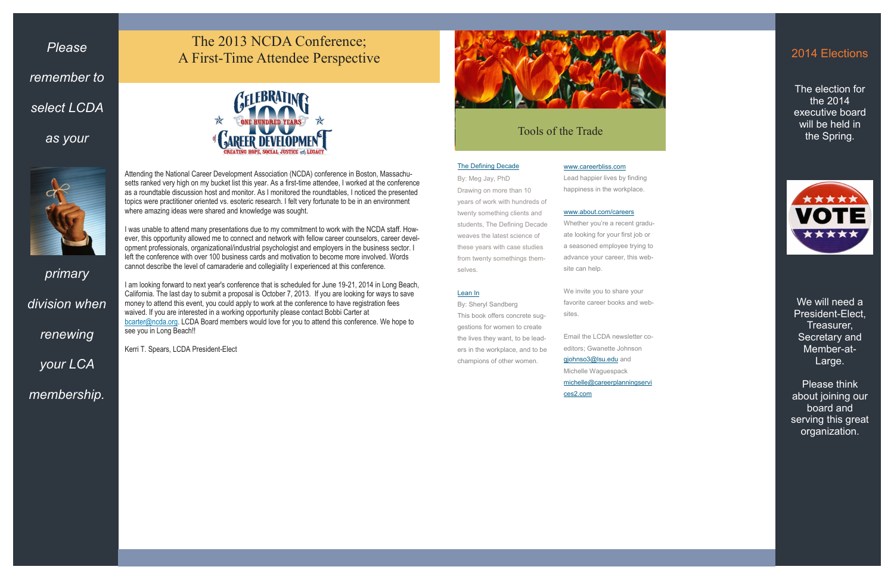*Please remember to select LCDA as your primary division when renewing your LCA membership.*

# The 2013 NCDA Conference; A First-Time Attendee Perspective

CELEBRATING ONE HUNDRED YEARS of CAREER DEVELOPMENT
CREATING HOPE, SOCIAL JUSTICE and LEGACY

Attending the National Career Development Association (NCDA) conference in Boston, Massachusetts ranked very high on my bucket list this year. As a first-time attendee, I worked at the conference as a roundtable discussion host and monitor. As I monitored the roundtables, I noticed the presented topics were practitioner oriented vs. esoteric research. I felt very fortunate to be in an environment where amazing ideas were shared and knowledge was sought.

I was unable to attend many presentations due to my commitment to work with the NCDA staff. However, this opportunity allowed me to connect and network with fellow career counselors, career development professionals, organizational/industrial psychologist and employers in the business sector. I left the conference with over 100 business cards and motivation to become more involved. Words cannot describe the level of camaraderie and collegiality I experienced at this conference.

I am looking forward to next year's conference that is scheduled for June 19-21, 2014 in Long Beach, California. The last day to submit a proposal is October 7, 2013. If you are looking for ways to save money to attend this event, you could apply to work at the conference to have registration fees waived. If you are interested in a working opportunity please contact Bobbi Carter at bcarter@ncda.org. LCDA Board members would love for you to attend this conference. We hope to see you in Long Beach!!

Kerri T. Spears, LCDA President-Elect

## Tools of the Trade

The Defining Decade
By: Meg Jay, PhD
Drawing on more than 10 years of work with hundreds of twenty something clients and students, The Defining Decade weaves the latest science of these years with case studies from twenty somethings themselves.

Lean In
By: Sheryl Sandberg
This book offers concrete suggestions for women to create the lives they want, to be leaders in the workplace, and to be champions of other women.

www.careerbliss.com
Lead happier lives by finding happiness in the workplace.

www.about.com/careers
Whether you're a recent graduate looking for your first job or a seasoned employee trying to advance your career, this website can help.

We invite you to share your favorite career books and websites.

Email the LCDA newsletter co-editors; Gwanette Johnson gjohnso3@lsu.edu and Michelle Waguespack michelle@careerplanningservices2.com

## 2014 Elections

The election for the 2014 executive board will be held in the Spring.

We will need a President-Elect, Treasurer, Secretary and Member-at-Large.

Please think about joining our board and serving this great organization.